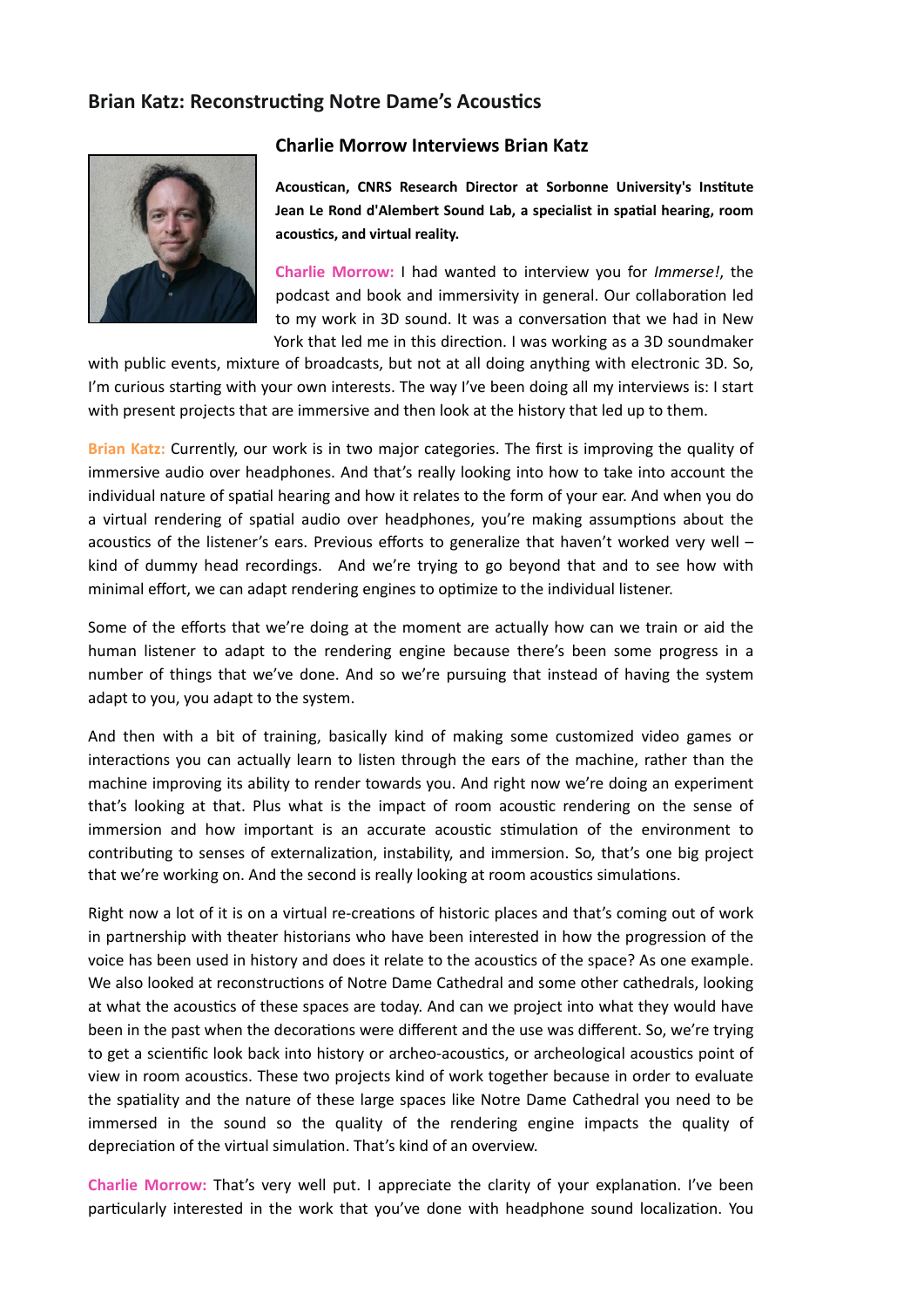## Brian Katz: Reconstructing Notre Dame's Acoustics

### Charlie Morrow Interviews Brian Katz

**Acoustican, CNRS Research Director at Sorbonne University's Institute Jean Le Rond d'Alembert Sound Lab, a specialist in spatial hearing, room acoustics, and virtual reality.**

**Charlie Morrow:** I had wanted to interview you for *Immerse!*, the podcast and book and immersivity in general. Our collaboration led to my work in 3D sound. It was a conversation that we had in New York that led me in this direction. I was working as a 3D soundmaker with public events, mixture of broadcasts, but not at all doing anything with electronic 3D. So, I'm curious starting with your own interests. The way I've been doing all my interviews is: I start with present projects that are immersive and then look at the history that led up to them.

**Brian Katz:** Currently, our work is in two major categories. The first is improving the quality of immersive audio over headphones. And that's really looking into how to take into account the individual nature of spatial hearing and how it relates to the form of your ear. And when you do a virtual rendering of spatial audio over headphones, you're making assumptions about the acoustics of the listener's ears. Previous efforts to generalize that haven't worked very well – kind of dummy head recordings. And we're trying to go beyond that and to see how with minimal effort, we can adapt rendering engines to optimize to the individual listener.

Some of the efforts that we're doing at the moment are actually how can we train or aid the human listener to adapt to the rendering engine because there's been some progress in a number of things that we've done. And so we're pursuing that instead of having the system adapt to you, you adapt to the system.

And then with a bit of training, basically kind of making some customized video games or interactions you can actually learn to listen through the ears of the machine, rather than the machine improving its ability to render towards you. And right now we're doing an experiment that's looking at that. Plus what is the impact of room acoustic rendering on the sense of immersion and how important is an accurate acoustic stimulation of the environment to contributing to senses of externalization, instability, and immersion. So, that's one big project that we're working on. And the second is really looking at room acoustics simulations.

Right now a lot of it is on a virtual re-creations of historic places and that's coming out of work in partnership with theater historians who have been interested in how the progression of the voice has been used in history and does it relate to the acoustics of the space? As one example. We also looked at reconstructions of Notre Dame Cathedral and some other cathedrals, looking at what the acoustics of these spaces are today. And can we project into what they would have been in the past when the decorations were different and the use was different. So, we're trying to get a scientific look back into history or archeo-acoustics, or archeological acoustics point of view in room acoustics. These two projects kind of work together because in order to evaluate the spatiality and the nature of these large spaces like Notre Dame Cathedral you need to be immersed in the sound so the quality of the rendering engine impacts the quality of depreciation of the virtual simulation. That's kind of an overview.

**Charlie Morrow:** That's very well put. I appreciate the clarity of your explanation. I've been particularly interested in the work that you've done with headphone sound localization. You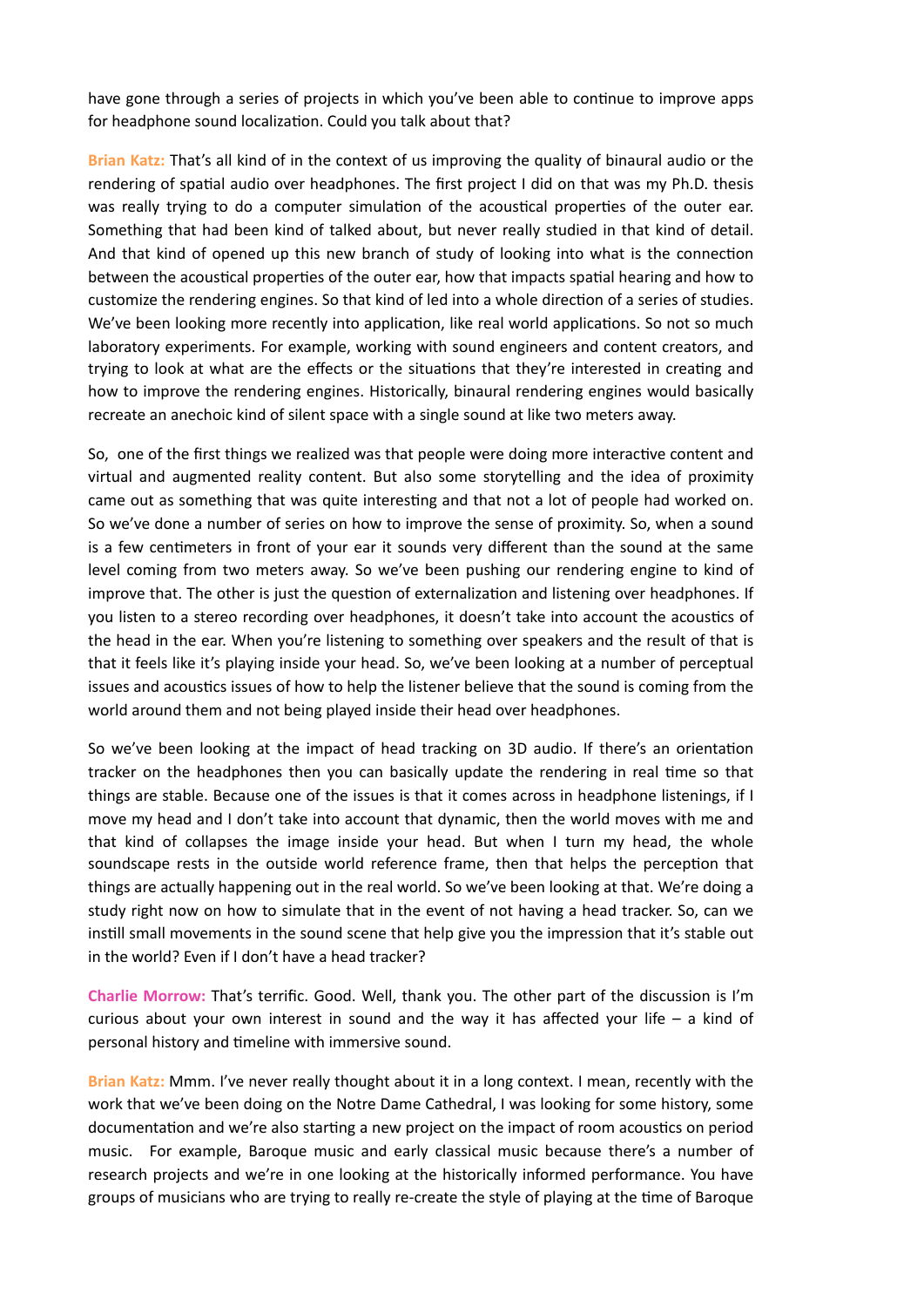have gone through a series of projects in which you've been able to continue to improve apps for headphone sound localization. Could you talk about that?

**Brian Katz:** That's all kind of in the context of us improving the quality of binaural audio or the rendering of spatial audio over headphones. The first project I did on that was my Ph.D. thesis was really trying to do a computer simulation of the acoustical properties of the outer ear. Something that had been kind of talked about, but never really studied in that kind of detail. And that kind of opened up this new branch of study of looking into what is the connection between the acoustical properties of the outer ear, how that impacts spatial hearing and how to customize the rendering engines. So that kind of led into a whole direction of a series of studies. We've been looking more recently into application, like real world applications. So not so much laboratory experiments. For example, working with sound engineers and content creators, and trying to look at what are the effects or the situations that they're interested in creating and how to improve the rendering engines. Historically, binaural rendering engines would basically recreate an anechoic kind of silent space with a single sound at like two meters away.

So, one of the first things we realized was that people were doing more interactive content and virtual and augmented reality content. But also some storytelling and the idea of proximity came out as something that was quite interesting and that not a lot of people had worked on. So we've done a number of series on how to improve the sense of proximity. So, when a sound is a few centimeters in front of your ear it sounds very different than the sound at the same level coming from two meters away. So we've been pushing our rendering engine to kind of improve that. The other is just the question of externalization and listening over headphones. If you listen to a stereo recording over headphones, it doesn't take into account the acoustics of the head in the ear. When you're listening to something over speakers and the result of that is that it feels like it's playing inside your head. So, we've been looking at a number of perceptual issues and acoustics issues of how to help the listener believe that the sound is coming from the world around them and not being played inside their head over headphones.

So we've been looking at the impact of head tracking on 3D audio. If there's an orientation tracker on the headphones then you can basically update the rendering in real time so that things are stable. Because one of the issues is that it comes across in headphone listenings, if I move my head and I don't take into account that dynamic, then the world moves with me and that kind of collapses the image inside your head. But when I turn my head, the whole soundscape rests in the outside world reference frame, then that helps the perception that things are actually happening out in the real world. So we've been looking at that. We're doing a study right now on how to simulate that in the event of not having a head tracker. So, can we instill small movements in the sound scene that help give you the impression that it's stable out in the world? Even if I don't have a head tracker?

**Charlie Morrow:** That's terrific. Good. Well, thank you. The other part of the discussion is I'm curious about your own interest in sound and the way it has affected your life – a kind of personal history and timeline with immersive sound.

**Brian Katz:** Mmm. I've never really thought about it in a long context. I mean, recently with the work that we've been doing on the Notre Dame Cathedral, I was looking for some history, some documentation and we're also starting a new project on the impact of room acoustics on period music. For example, Baroque music and early classical music because there's a number of research projects and we're in one looking at the historically informed performance. You have groups of musicians who are trying to really re-create the style of playing at the time of Baroque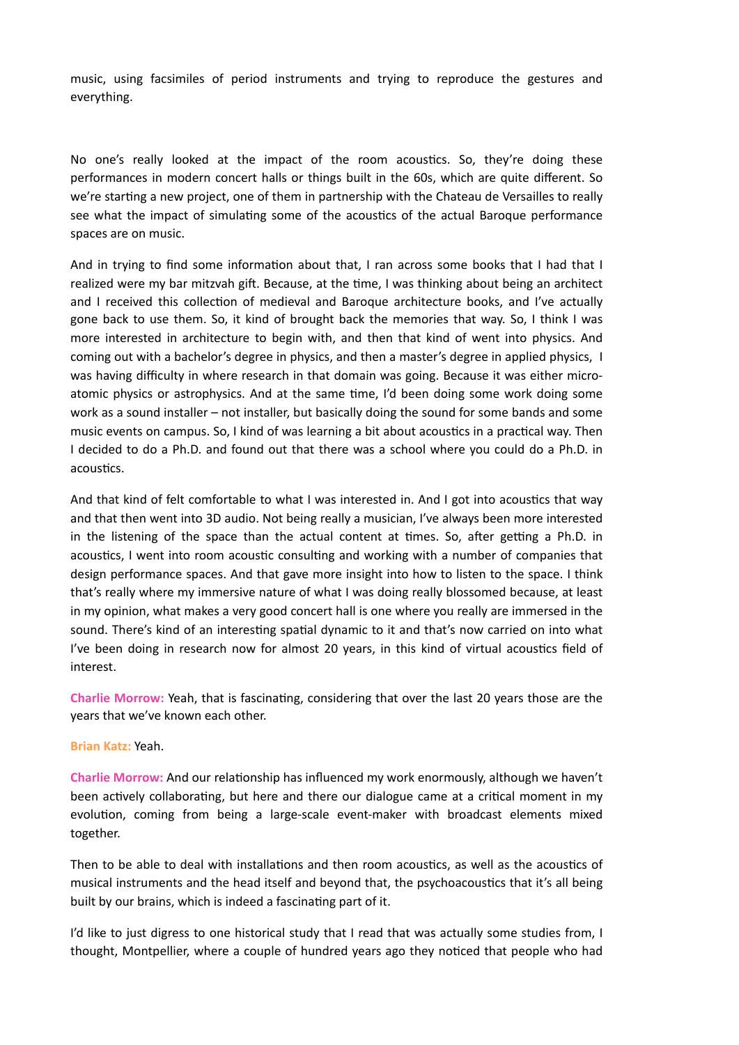music, using facsimiles of period instruments and trying to reproduce the gestures and everything.

No one's really looked at the impact of the room acoustics. So, they're doing these performances in modern concert halls or things built in the 60s, which are quite different. So we're starting a new project, one of them in partnership with the Chateau de Versailles to really see what the impact of simulating some of the acoustics of the actual Baroque performance spaces are on music.

And in trying to find some information about that, I ran across some books that I had that I realized were my bar mitzvah gift. Because, at the time, I was thinking about being an architect and I received this collection of medieval and Baroque architecture books, and I've actually gone back to use them. So, it kind of brought back the memories that way. So, I think I was more interested in architecture to begin with, and then that kind of went into physics. And coming out with a bachelor's degree in physics, and then a master's degree in applied physics, I was having difficulty in where research in that domain was going. Because it was either micro-atomic physics or astrophysics. And at the same time, I'd been doing some work doing some work as a sound installer – not installer, but basically doing the sound for some bands and some music events on campus. So, I kind of was learning a bit about acoustics in a practical way. Then I decided to do a Ph.D. and found out that there was a school where you could do a Ph.D. in acoustics.

And that kind of felt comfortable to what I was interested in. And I got into acoustics that way and that then went into 3D audio. Not being really a musician, I've always been more interested in the listening of the space than the actual content at times. So, after getting a Ph.D. in acoustics, I went into room acoustic consulting and working with a number of companies that design performance spaces. And that gave more insight into how to listen to the space. I think that's really where my immersive nature of what I was doing really blossomed because, at least in my opinion, what makes a very good concert hall is one where you really are immersed in the sound. There's kind of an interesting spatial dynamic to it and that's now carried on into what I've been doing in research now for almost 20 years, in this kind of virtual acoustics field of interest.

**Charlie Morrow:** Yeah, that is fascinating, considering that over the last 20 years those are the years that we've known each other.

**Brian Katz:** Yeah.

**Charlie Morrow:** And our relationship has influenced my work enormously, although we haven't been actively collaborating, but here and there our dialogue came at a critical moment in my evolution, coming from being a large-scale event-maker with broadcast elements mixed together.

Then to be able to deal with installations and then room acoustics, as well as the acoustics of musical instruments and the head itself and beyond that, the psychoacoustics that it's all being built by our brains, which is indeed a fascinating part of it.

I'd like to just digress to one historical study that I read that was actually some studies from, I thought, Montpellier, where a couple of hundred years ago they noticed that people who had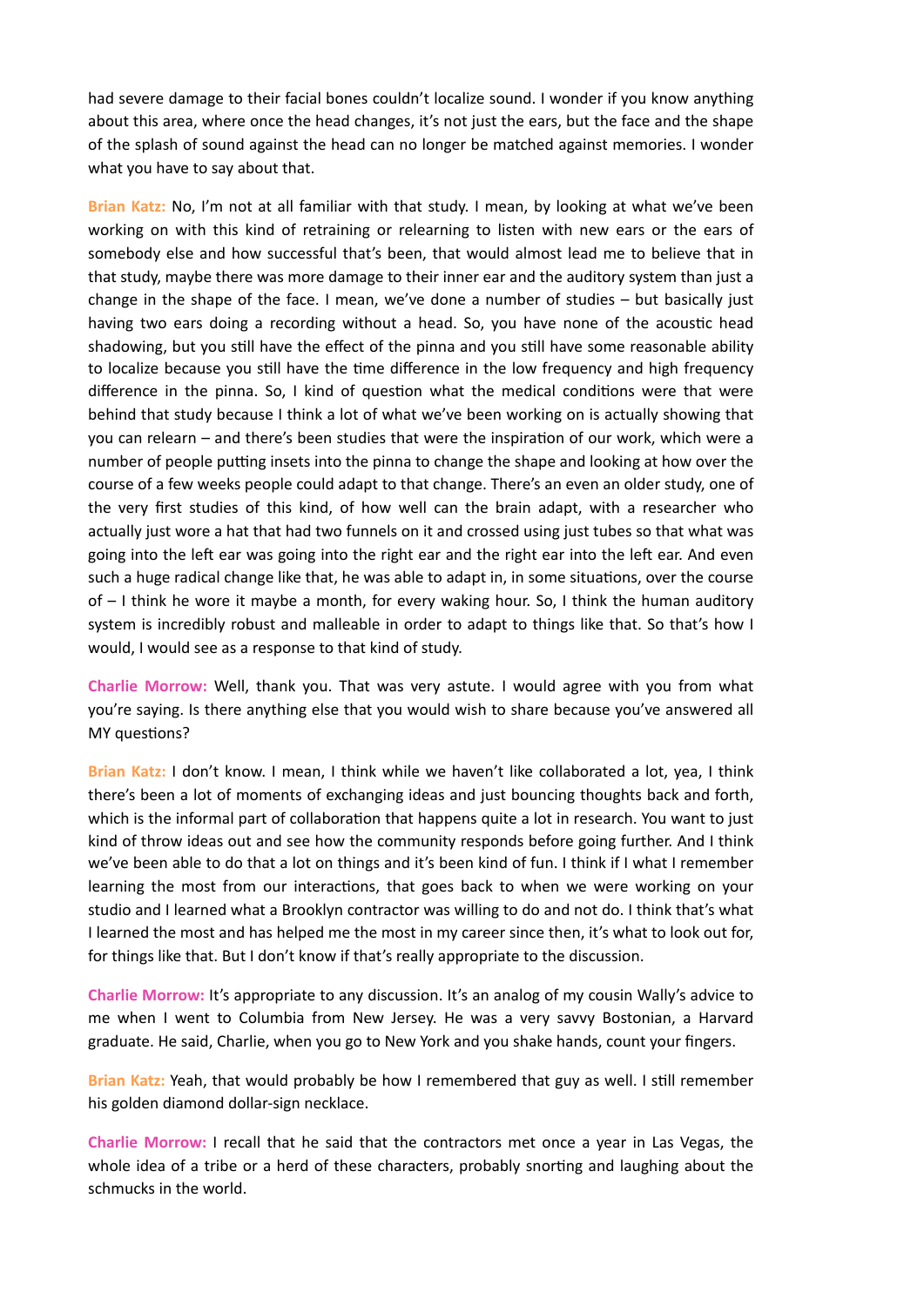had severe damage to their facial bones couldn't localize sound. I wonder if you know anything about this area, where once the head changes, it's not just the ears, but the face and the shape of the splash of sound against the head can no longer be matched against memories. I wonder what you have to say about that.

**Brian Katz:** No, I'm not at all familiar with that study. I mean, by looking at what we've been working on with this kind of retraining or relearning to listen with new ears or the ears of somebody else and how successful that's been, that would almost lead me to believe that in that study, maybe there was more damage to their inner ear and the auditory system than just a change in the shape of the face. I mean, we've done a number of studies – but basically just having two ears doing a recording without a head. So, you have none of the acoustic head shadowing, but you still have the effect of the pinna and you still have some reasonable ability to localize because you still have the time difference in the low frequency and high frequency difference in the pinna. So, I kind of question what the medical conditions were that were behind that study because I think a lot of what we've been working on is actually showing that you can relearn – and there's been studies that were the inspiration of our work, which were a number of people putting insets into the pinna to change the shape and looking at how over the course of a few weeks people could adapt to that change. There's an even an older study, one of the very first studies of this kind, of how well can the brain adapt, with a researcher who actually just wore a hat that had two funnels on it and crossed using just tubes so that what was going into the left ear was going into the right ear and the right ear into the left ear. And even such a huge radical change like that, he was able to adapt in, in some situations, over the course of – I think he wore it maybe a month, for every waking hour. So, I think the human auditory system is incredibly robust and malleable in order to adapt to things like that. So that's how I would, I would see as a response to that kind of study.

**Charlie Morrow:** Well, thank you. That was very astute. I would agree with you from what you're saying. Is there anything else that you would wish to share because you've answered all MY questions?

**Brian Katz:** I don't know. I mean, I think while we haven't like collaborated a lot, yea, I think there's been a lot of moments of exchanging ideas and just bouncing thoughts back and forth, which is the informal part of collaboration that happens quite a lot in research. You want to just kind of throw ideas out and see how the community responds before going further. And I think we've been able to do that a lot on things and it's been kind of fun. I think if I what I remember learning the most from our interactions, that goes back to when we were working on your studio and I learned what a Brooklyn contractor was willing to do and not do. I think that's what I learned the most and has helped me the most in my career since then, it's what to look out for, for things like that. But I don't know if that's really appropriate to the discussion.

**Charlie Morrow:** It's appropriate to any discussion. It's an analog of my cousin Wally's advice to me when I went to Columbia from New Jersey. He was a very savvy Bostonian, a Harvard graduate. He said, Charlie, when you go to New York and you shake hands, count your fingers.

**Brian Katz:** Yeah, that would probably be how I remembered that guy as well. I still remember his golden diamond dollar-sign necklace.

**Charlie Morrow:** I recall that he said that the contractors met once a year in Las Vegas, the whole idea of a tribe or a herd of these characters, probably snorting and laughing about the schmucks in the world.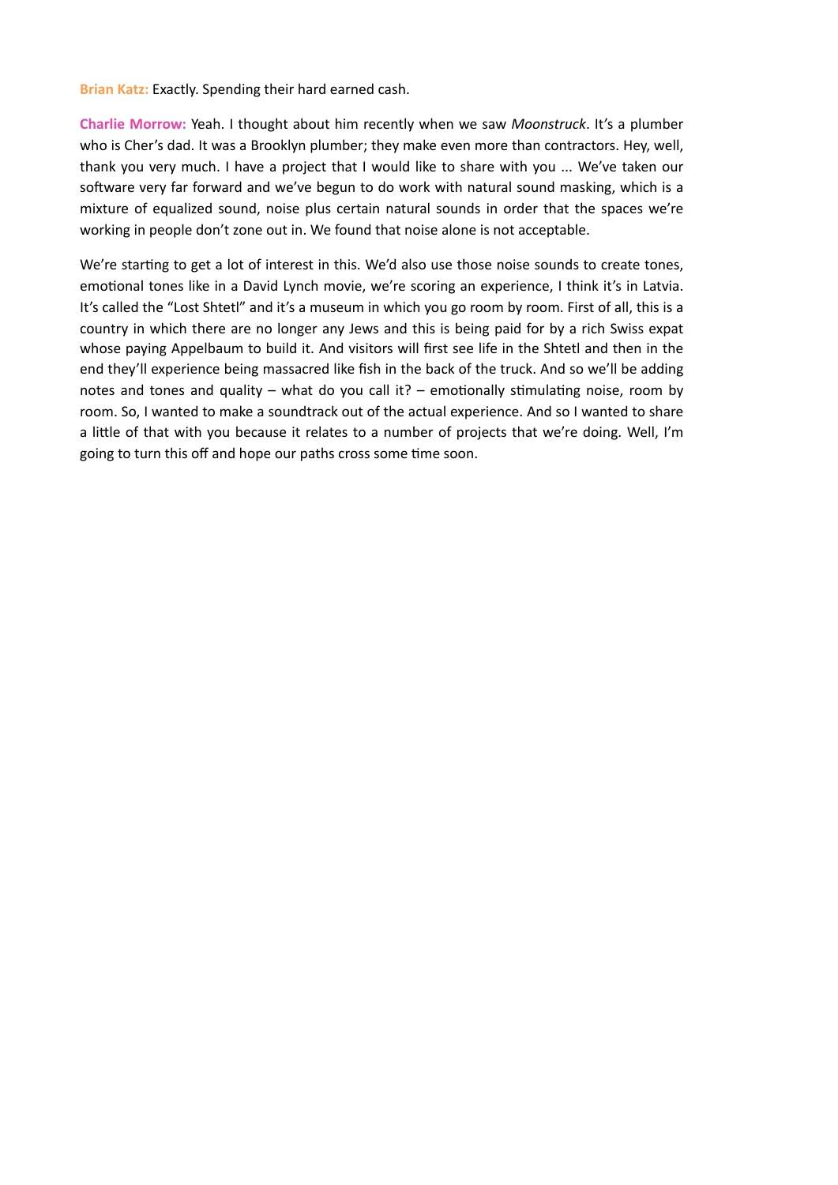**Brian Katz:** Exactly. Spending their hard earned cash.

**Charlie Morrow:** Yeah. I thought about him recently when we saw *Moonstruck*. It's a plumber who is Cher's dad. It was a Brooklyn plumber; they make even more than contractors. Hey, well, thank you very much. I have a project that I would like to share with you ... We've taken our software very far forward and we've begun to do work with natural sound masking, which is a mixture of equalized sound, noise plus certain natural sounds in order that the spaces we're working in people don't zone out in. We found that noise alone is not acceptable.

We're starting to get a lot of interest in this. We'd also use those noise sounds to create tones, emotional tones like in a David Lynch movie, we're scoring an experience, I think it's in Latvia. It's called the "Lost Shtetl" and it's a museum in which you go room by room. First of all, this is a country in which there are no longer any Jews and this is being paid for by a rich Swiss expat whose paying Appelbaum to build it. And visitors will first see life in the Shtetl and then in the end they'll experience being massacred like fish in the back of the truck. And so we'll be adding notes and tones and quality – what do you call it? – emotionally stimulating noise, room by room. So, I wanted to make a soundtrack out of the actual experience. And so I wanted to share a little of that with you because it relates to a number of projects that we're doing. Well, I'm going to turn this off and hope our paths cross some time soon.